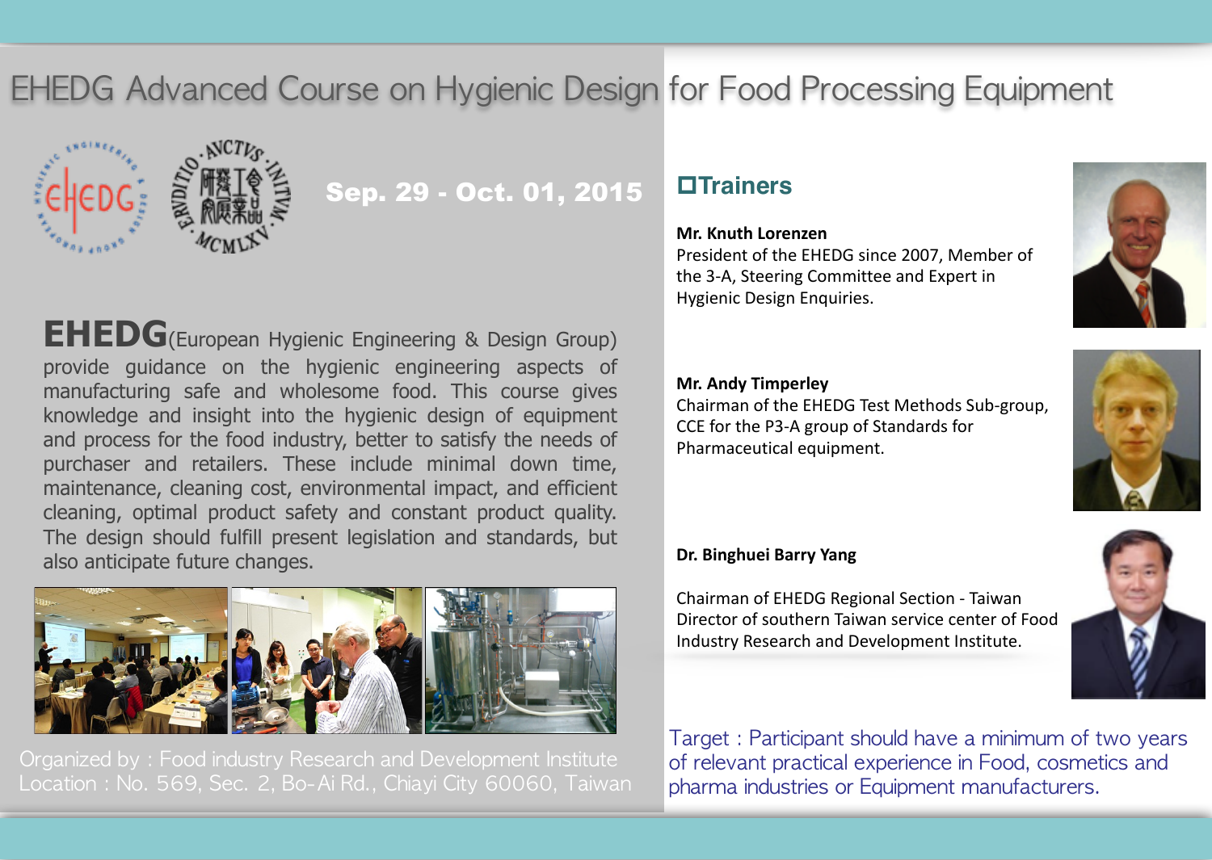# EHEDG Advanced Course on Hygienic Design for Food Processing Equipment

**Sep. 29 - Oct. 01, 2015**

**EHEDG**(European Hygienic Engineering & Design Group) provide guidance on the hygienic engineering aspects of manufacturing safe and wholesome food. This course gives knowledge and insight into the hygienic design of equipment and process for the food industry, better to satisfy the needs of purchaser and retailers. These include minimal down time, maintenance, cleaning cost, environmental impact, and efficient cleaning, optimal product safety and constant product quality. The design should fulfill present legislation and standards, but also anticipate future changes.

Organized by : Food industry Research and Development Institute
Location : No. 569, Sec. 2, Bo-Ai Rd., Chiayi City 60060, Taiwan

## Trainers

**Mr. Knuth Lorenzen**
President of the EHEDG since 2007, Member of the 3-A, Steering Committee and Expert in Hygienic Design Enquiries.

**Mr. Andy Timperley**
Chairman of the EHEDG Test Methods Sub-group, CCE for the P3-A group of Standards for Pharmaceutical equipment.

**Dr. Binghuei Barry Yang**

Chairman of EHEDG Regional Section - Taiwan
Director of southern Taiwan service center of Food Industry Research and Development Institute.

Target : Participant should have a minimum of two years of relevant practical experience in Food, cosmetics and pharma industries or Equipment manufacturers.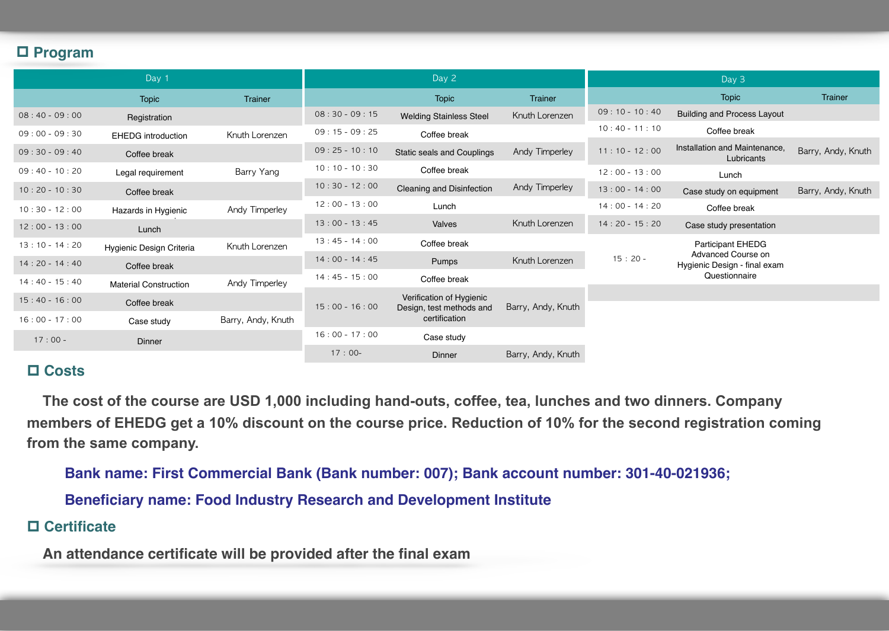## ☐ Program

### Day 1

| | Topic | Trainer |
|---|---|---|
| 08 : 40 - 09 : 00 | Registration | |
| 09 : 00 - 09 : 30 | EHEDG introduction | Knuth Lorenzen |
| 09 : 30 - 09 : 40 | Coffee break | |
| 09 : 40 - 10 : 20 | Legal requirement | Barry Yang |
| 10 : 20 - 10 : 30 | Coffee break | |
| 10 : 30 - 12 : 00 | Hazards in Hygienic | Andy Timperley |
| 12 : 00 - 13 : 00 | Lunch | |
| 13 : 10 - 14 : 20 | Hygienic Design Criteria | Knuth Lorenzen |
| 14 : 20 - 14 : 40 | Coffee break | |
| 14 : 40 - 15 : 40 | Material Construction | Andy Timperley |
| 15 : 40 - 16 : 00 | Coffee break | |
| 16 : 00 - 17 : 00 | Case study | Barry, Andy, Knuth |
| 17 : 00 - | Dinner | |

### Day 2

| | Topic | Trainer |
|---|---|---|
| 08 : 30 - 09 : 15 | Welding Stainless Steel | Knuth Lorenzen |
| 09 : 15 - 09 : 25 | Coffee break | |
| 09 : 25 - 10 : 10 | Static seals and Couplings | Andy Timperley |
| 10 : 10 - 10 : 30 | Coffee break | |
| 10 : 30 - 12 : 00 | Cleaning and Disinfection | Andy Timperley |
| 12 : 00 - 13 : 00 | Lunch | |
| 13 : 00 - 13 : 45 | Valves | Knuth Lorenzen |
| 13 : 45 - 14 : 00 | Coffee break | |
| 14 : 00 - 14 : 45 | Pumps | Knuth Lorenzen |
| 14 : 45 - 15 : 00 | Coffee break | |
| 15 : 00 - 16 : 00 | Verification of Hygienic Design, test methods and certification | Barry, Andy, Knuth |
| 16 : 00 - 17 : 00 | Case study | |
| 17 : 00- | Dinner | Barry, Andy, Knuth |

### Day 3

| | Topic | Trainer |
|---|---|---|
| 09 : 10 - 10 : 40 | Building and Process Layout | |
| 10 : 40 - 11 : 10 | Coffee break | |
| 11 : 10 - 12 : 00 | Installation and Maintenance, Lubricants | Barry, Andy, Knuth |
| 12 : 00 - 13 : 00 | Lunch | |
| 13 : 00 - 14 : 00 | Case study on equipment | Barry, Andy, Knuth |
| 14 : 00 - 14 : 20 | Coffee break | |
| 14 : 20 - 15 : 20 | Case study presentation | |
| 15 : 20 - | Participant EHEDG Advanced Course on Hygienic Design - final exam Questionnaire | |

## ☐ Costs

**The cost of the course are USD 1,000 including hand-outs, coffee, tea, lunches and two dinners. Company members of EHEDG get a 10% discount on the course price. Reduction of 10% for the second registration coming from the same company.**

**Bank name: First Commercial Bank (Bank number: 007); Bank account number: 301-40-021936;**

**Beneficiary name: Food Industry Research and Development Institute**

## ☐ Certificate

**An attendance certificate will be provided after the final exam**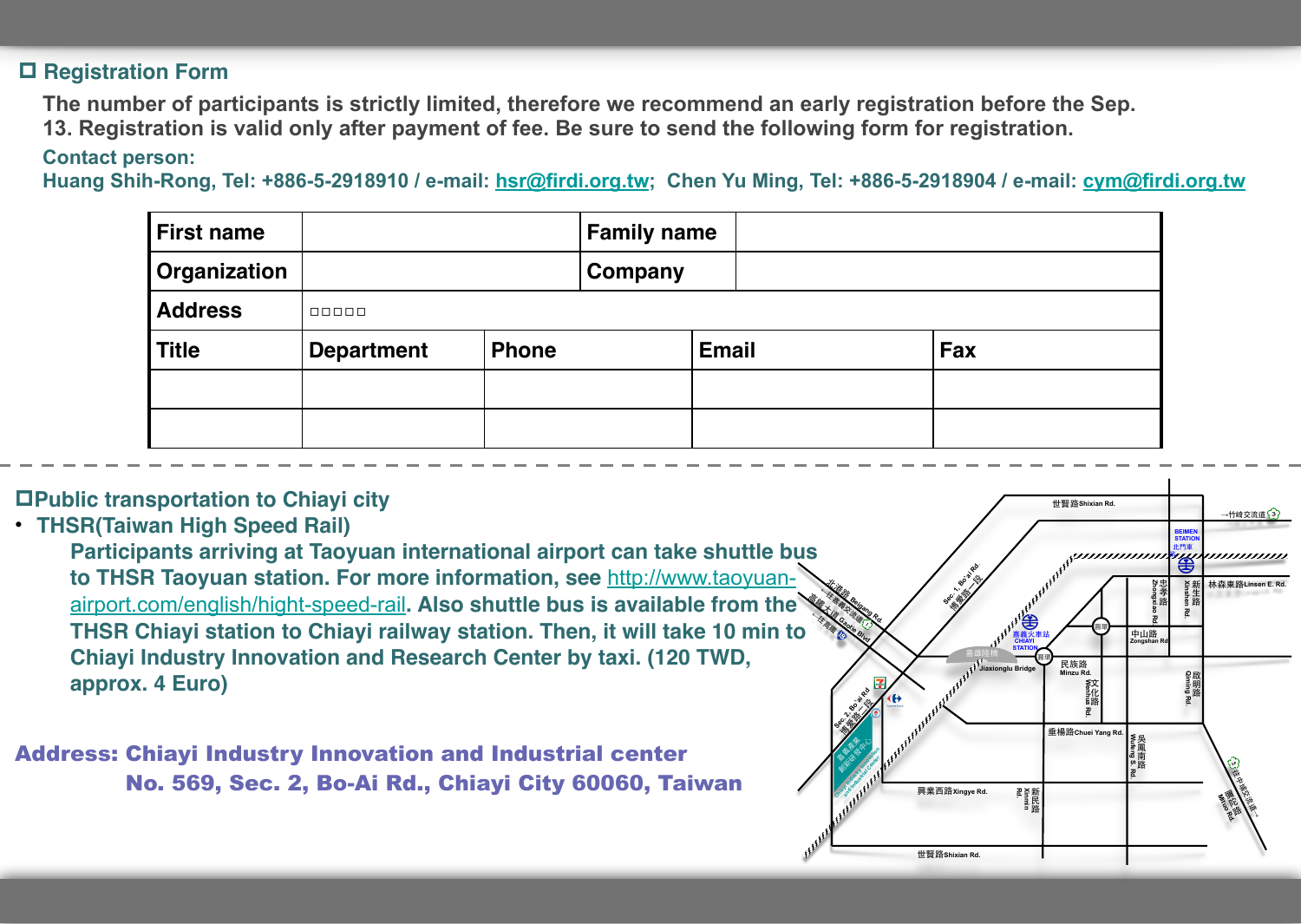## ◻ Registration Form

**The number of participants is strictly limited, therefore we recommend an early registration before the Sep. 13. Registration is valid only after payment of fee. Be sure to send the following form for registration.**

**Contact person:**

**Huang Shih-Rong, Tel: +886-5-2918910 / e-mail: hsr@firdi.org.tw; Chen Yu Ming, Tel: +886-5-2918904 / e-mail: cym@firdi.org.tw**

| | | | | |
|---|---|---|---|---|
| **First name** | | **Family name** | | |
| **Organization** | | **Company** | | |
| **Address** | □□□□□ | | | |
| **Title** | **Department** | **Phone** | **Email** | **Fax** |
| | | | | |
| | | | | |

## ◻Public transportation to Chiayi city

- **THSR(Taiwan High Speed Rail)**

  **Participants arriving at Taoyuan international airport can take shuttle bus to THSR Taoyuan station. For more information, see http://www.taoyuan-airport.com/english/hight-speed-rail. Also shuttle bus is available from the THSR Chiayi station to Chiayi railway station. Then, it will take 10 min to Chiayi Industry Innovation and Research Center by taxi. (120 TWD, approx. 4 Euro)**

**Address: Chiayi Industry Innovation and Industrial center**
**No. 569, Sec. 2, Bo-Ai Rd., Chiayi City 60060, Taiwan**

世賢路Shixian Rd.
→竹崎交流道
BEIMEN STATION 北門車站
林森東路Linsen E. Rd.
中孝路 Zhongxiao Rd.
新生路 Xinsheng Rd.
中山路 Zongshan Rd.
嘉義火車站 CHIAYI STATION
Sec. 1, Bo'ai Rd 博愛路一段
北港路 Beigang Rd.
嘉義大道 Gaotie Blvd
嘉雄陸橋 Jiaxionglu Bridge
民族路 Minzu Rd.
文化路 Wenhua Rd.
啟明路 Qiming Rd.
Sec. 2, Bo'ai Rd 博愛路二段
垂楊路Chuei Yang Rd.
吳鳳南路 Wufeng S. Rd.
興業西路Xingye Rd.
新民路 Xinmin Rd.
世賢路Shixian Rd.
往中埔交流道 彌陀路 Mituo Rd.